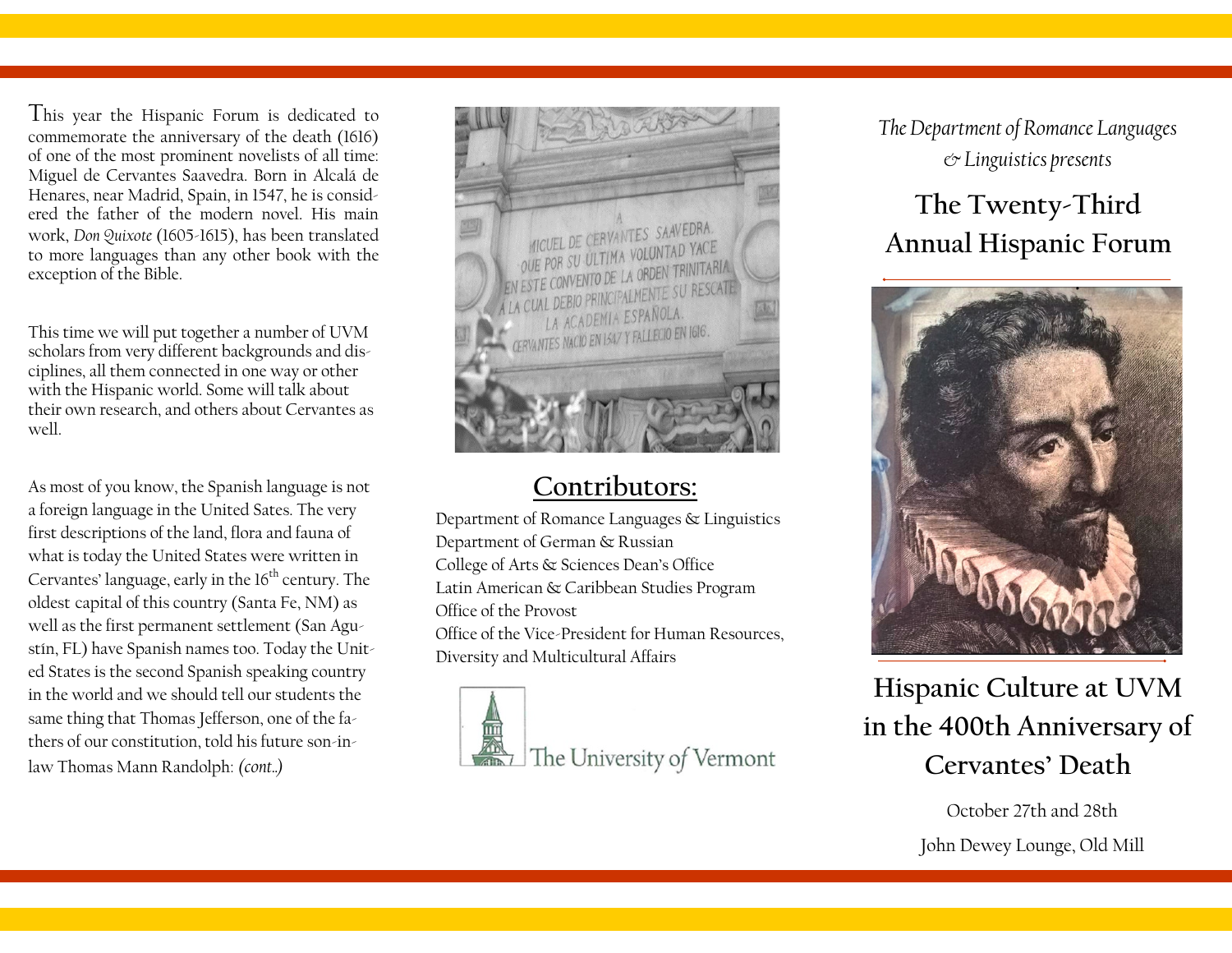This year the Hispanic Forum is dedicated to commemorate the anniversary of the death (1616) of one of the most prominent novelists of all time: Miguel de Cervantes Saavedra. Born in Alcalá de Henares, near Madrid, Spain, in 1547, he is considered the father of the modern novel. His main work, *Don Quixote* (1605-1615), has been translated to more languages than any other book with the exception of the Bible.

This time we will put together a number of UVM scholars from very different backgrounds and disciplines, all them connected in one way or other with the Hispanic world. Some will talk about their own research, and others about Cervantes as well.

As most of you know, the Spanish language is not a foreign language in the United Sates. The very first descriptions of the land, flora and fauna of what is today the United States were written in Cervantes' language, early in the 16th century. The oldest capital of this country (Santa Fe, NM) as well as the first permanent settlement (San Agustín, FL) have Spanish names too. Today the United States is the second Spanish speaking country in the world and we should tell our students the same thing that Thomas Jefferson, one of the fathers of our constitution, told his future son-in-law Thomas Mann Randolph: *(cont.)*

A MIGUEL DE CERVANTES SAAVEDRA. QUE POR SU ULTIMA VOLUNTAD YACE EN ESTE CONVENTO DE LA ORDEN TRINITARIA A LA CUAL DEBIO PRINCIPALMENTE SU RESCATE LA ACADEMIA ESPAÑOLA. CERVANTES NACIO EN 1547 Y FALLECIO EN 1616.

## Contributors:

Department of Romance Languages & Linguistics
Department of German & Russian
College of Arts & Sciences Dean's Office
Latin American & Caribbean Studies Program
Office of the Provost
Office of the Vice-President for Human Resources, Diversity and Multicultural Affairs

The University of Vermont

*The Department of Romance Languages & Linguistics presents*

# The Twenty-Third Annual Hispanic Forum

## Hispanic Culture at UVM in the 400th Anniversary of Cervantes' Death

October 27th and 28th

John Dewey Lounge, Old Mill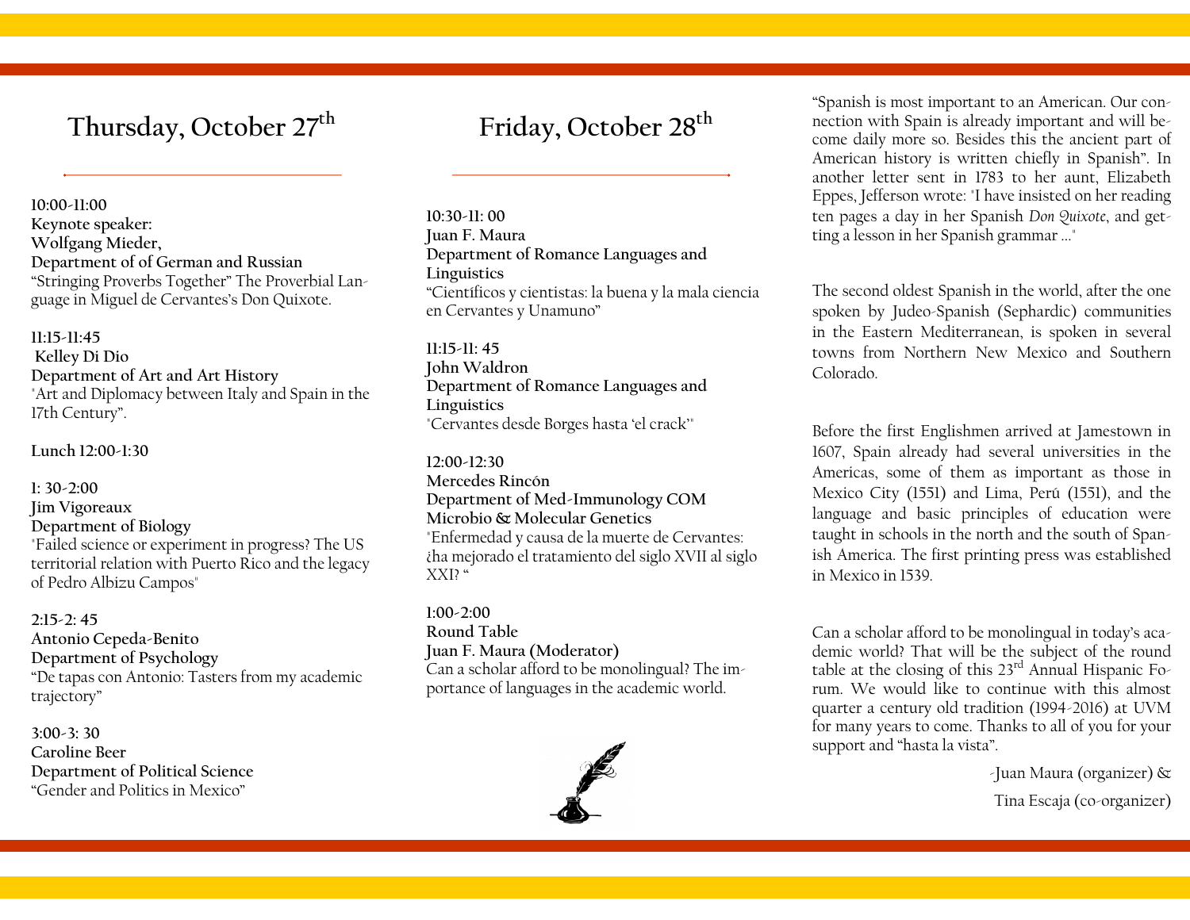## Thursday, October 27th

**10:00-11:00**
**Keynote speaker:**
**Wolfgang Mieder,**
**Department of of German and Russian**
"Stringing Proverbs Together" The Proverbial Language in Miguel de Cervantes's Don Quixote.

**11:15-11:45**
**Kelley Di Dio**
**Department of Art and Art History**
"Art and Diplomacy between Italy and Spain in the 17th Century".

**Lunch 12:00-1:30**

**1: 30-2:00**
**Jim Vigoreaux**
**Department of Biology**
"Failed science or experiment in progress? The US territorial relation with Puerto Rico and the legacy of Pedro Albizu Campos"

**2:15-2: 45**
**Antonio Cepeda-Benito**
**Department of Psychology**
"De tapas con Antonio: Tasters from my academic trajectory"

**3:00-3: 30**
**Caroline Beer**
**Department of Political Science**
"Gender and Politics in Mexico"

## Friday, October 28th

**10:30-11: 00**
**Juan F. Maura**
**Department of Romance Languages and Linguistics**
"Científicos y cientistas: la buena y la mala ciencia en Cervantes y Unamuno"

**11:15-11: 45**
**John Waldron**
**Department of Romance Languages and Linguistics**
"Cervantes desde Borges hasta 'el crack'"

**12:00-12:30**
**Mercedes Rincón**
**Department of Med-Immunology COM Microbio & Molecular Genetics**
"Enfermedad y causa de la muerte de Cervantes: ¿ha mejorado el tratamiento del siglo XVII al siglo XXI? "

**1:00-2:00**
**Round Table**
**Juan F. Maura (Moderator)**
Can a scholar afford to be monolingual? The importance of languages in the academic world.

"Spanish is most important to an American. Our connection with Spain is already important and will become daily more so. Besides this the ancient part of American history is written chiefly in Spanish". In another letter sent in 1783 to her aunt, Elizabeth Eppes, Jefferson wrote: "I have insisted on her reading ten pages a day in her Spanish *Don Quixote*, and getting a lesson in her Spanish grammar ..."

The second oldest Spanish in the world, after the one spoken by Judeo-Spanish (Sephardic) communities in the Eastern Mediterranean, is spoken in several towns from Northern New Mexico and Southern Colorado.

Before the first Englishmen arrived at Jamestown in 1607, Spain already had several universities in the Americas, some of them as important as those in Mexico City (1551) and Lima, Perú (1551), and the language and basic principles of education were taught in schools in the north and the south of Spanish America. The first printing press was established in Mexico in 1539.

Can a scholar afford to be monolingual in today's academic world? That will be the subject of the round table at the closing of this 23rd Annual Hispanic Forum. We would like to continue with this almost quarter a century old tradition (1994-2016) at UVM for many years to come. Thanks to all of you for your support and "hasta la vista".

-Juan Maura (organizer) &

Tina Escaja (co-organizer)